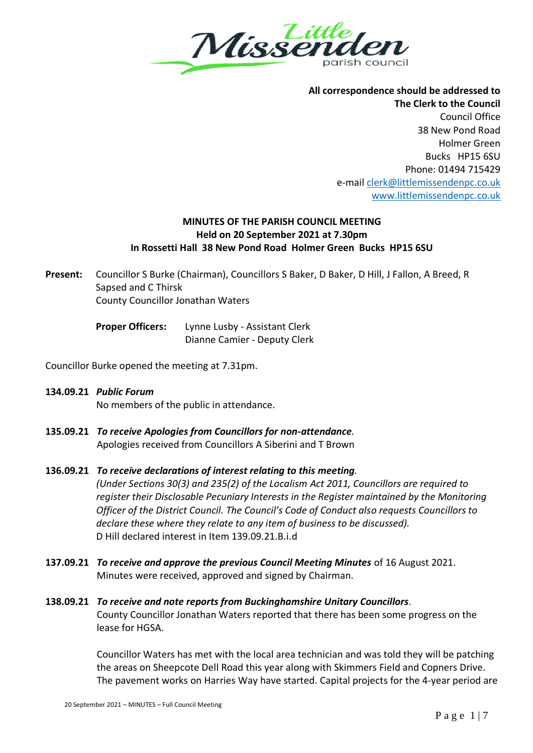**All correspondence should be addressed to**
**The Clerk to the Council**
Council Office
38 New Pond Road
Holmer Green
Bucks HP15 6SU
Phone: 01494 715429
e-mail clerk@littlemissendenpc.co.uk
www.littlemissendenpc.co.uk

## MINUTES OF THE PARISH COUNCIL MEETING
### Held on 20 September 2021 at 7.30pm
### In Rossetti Hall 38 New Pond Road Holmer Green Bucks HP15 6SU

**Present:** Councillor S Burke (Chairman), Councillors S Baker, D Baker, D Hill, J Fallon, A Breed, R Sapsed and C Thirsk
County Councillor Jonathan Waters

**Proper Officers:** Lynne Lusby - Assistant Clerk
Dianne Camier - Deputy Clerk

Councillor Burke opened the meeting at 7.31pm.

**134.09.21** ***Public Forum***
No members of the public in attendance.

**135.09.21** ***To receive Apologies from Councillors for non-attendance.***
Apologies received from Councillors A Siberini and T Brown

**136.09.21** ***To receive declarations of interest relating to this meeting.***
*(Under Sections 30(3) and 235(2) of the Localism Act 2011, Councillors are required to register their Disclosable Pecuniary Interests in the Register maintained by the Monitoring Officer of the District Council. The Council's Code of Conduct also requests Councillors to declare these where they relate to any item of business to be discussed).*
D Hill declared interest in Item 139.09.21.B.i.d

**137.09.21** ***To receive and approve the previous Council Meeting Minutes*** of 16 August 2021.
Minutes were received, approved and signed by Chairman.

**138.09.21** ***To receive and note reports from Buckinghamshire Unitary Councillors***.
County Councillor Jonathan Waters reported that there has been some progress on the lease for HGSA.

Councillor Waters has met with the local area technician and was told they will be patching the areas on Sheepcote Dell Road this year along with Skimmers Field and Copners Drive. The pavement works on Harries Way have started. Capital projects for the 4-year period are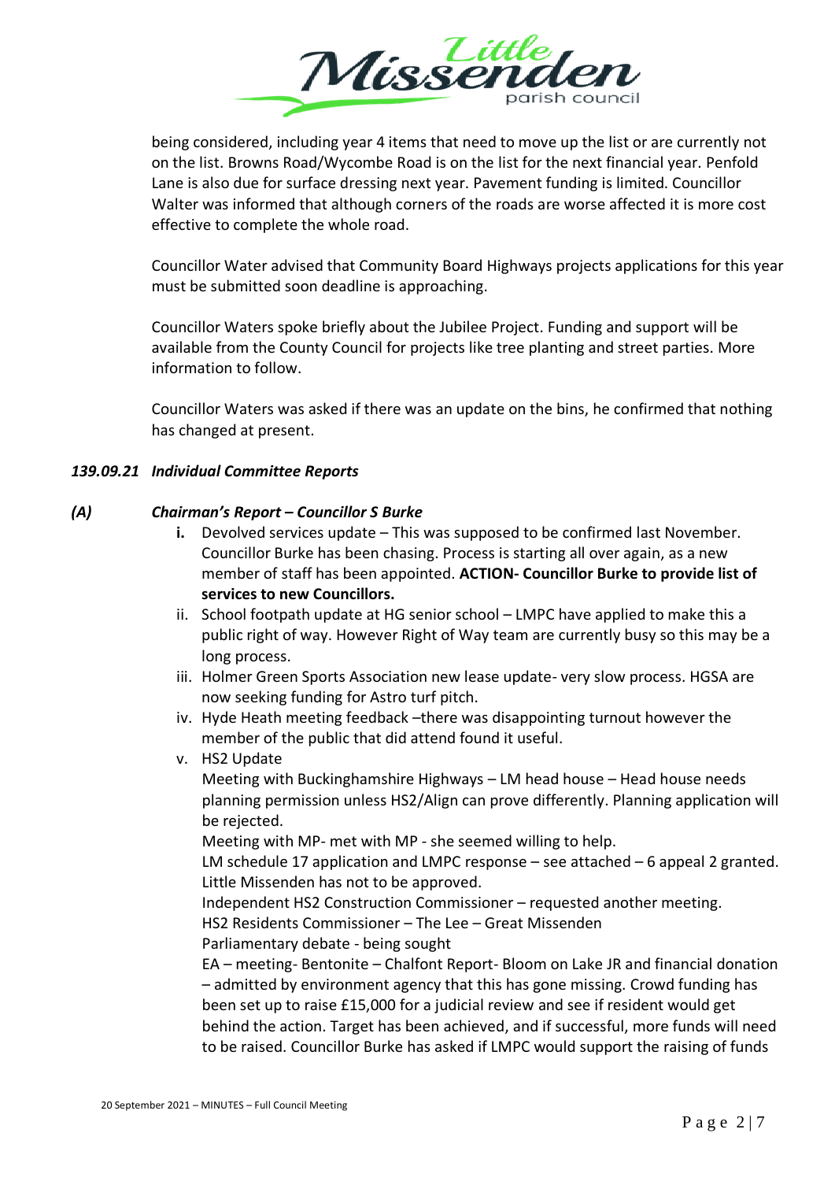being considered, including year 4 items that need to move up the list or are currently not on the list. Browns Road/Wycombe Road is on the list for the next financial year. Penfold Lane is also due for surface dressing next year. Pavement funding is limited. Councillor Walter was informed that although corners of the roads are worse affected it is more cost effective to complete the whole road.

Councillor Water advised that Community Board Highways projects applications for this year must be submitted soon deadline is approaching.

Councillor Waters spoke briefly about the Jubilee Project. Funding and support will be available from the County Council for projects like tree planting and street parties. More information to follow.

Councillor Waters was asked if there was an update on the bins, he confirmed that nothing has changed at present.

### *139.09.21 Individual Committee Reports*

#### *(A) Chairman's Report – Councillor S Burke*

i. Devolved services update – This was supposed to be confirmed last November. Councillor Burke has been chasing. Process is starting all over again, as a new member of staff has been appointed. **ACTION- Councillor Burke to provide list of services to new Councillors.**

ii. School footpath update at HG senior school – LMPC have applied to make this a public right of way. However Right of Way team are currently busy so this may be a long process.

iii. Holmer Green Sports Association new lease update- very slow process. HGSA are now seeking funding for Astro turf pitch.

iv. Hyde Heath meeting feedback –there was disappointing turnout however the member of the public that did attend found it useful.

v. HS2 Update

   Meeting with Buckinghamshire Highways – LM head house – Head house needs planning permission unless HS2/Align can prove differently. Planning application will be rejected.

   Meeting with MP- met with MP - she seemed willing to help.

   LM schedule 17 application and LMPC response – see attached – 6 appeal 2 granted. Little Missenden has not to be approved.

   Independent HS2 Construction Commissioner – requested another meeting.

   HS2 Residents Commissioner – The Lee – Great Missenden

   Parliamentary debate - being sought

   EA – meeting- Bentonite – Chalfont Report- Bloom on Lake JR and financial donation – admitted by environment agency that this has gone missing. Crowd funding has been set up to raise £15,000 for a judicial review and see if resident would get behind the action. Target has been achieved, and if successful, more funds will need to be raised. Councillor Burke has asked if LMPC would support the raising of funds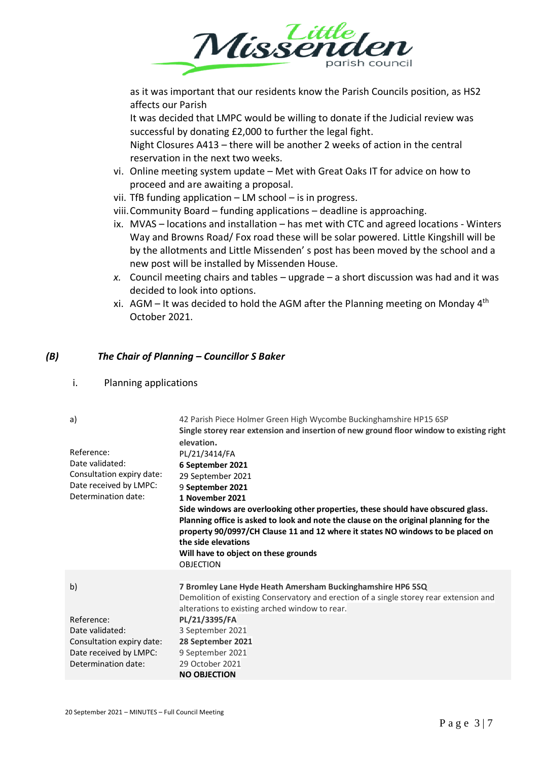as it was important that our residents know the Parish Councils position, as HS2 affects our Parish

It was decided that LMPC would be willing to donate if the Judicial review was successful by donating £2,000 to further the legal fight.

Night Closures A413 – there will be another 2 weeks of action in the central reservation in the next two weeks.

vi. Online meeting system update – Met with Great Oaks IT for advice on how to proceed and are awaiting a proposal.
vii. TfB funding application – LM school – is in progress.
viii. Community Board – funding applications – deadline is approaching.
ix. MVAS – locations and installation – has met with CTC and agreed locations - Winters Way and Browns Road/ Fox road these will be solar powered. Little Kingshill will be by the allotments and Little Missenden' s post has been moved by the school and a new post will be installed by Missenden House.
*x.* Council meeting chairs and tables – upgrade – a short discussion was had and it was decided to look into options.
xi. AGM – It was decided to hold the AGM after the Planning meeting on Monday 4th October 2021.

### *(B) The Chair of Planning – Councillor S Baker*

i. Planning applications

| | |
|---|---|
| a) | 42 Parish Piece Holmer Green High Wycombe Buckinghamshire HP15 6SP<br>**Single storey rear extension and insertion of new ground floor window to existing right elevation.** |
| Reference: | PL/21/3414/FA |
| Date validated: | **6 September 2021** |
| Consultation expiry date: | 29 September 2021 |
| Date received by LMPC: | 9 **September 2021** |
| Determination date: | **1 November 2021** |
| | **Side windows are overlooking other properties, these should have obscured glass. Planning office is asked to look and note the clause on the original planning for the property 90/0997/CH Clause 11 and 12 where it states NO windows to be placed on the side elevations**<br>**Will have to object on these grounds**<br>OBJECTION |
| b) | **7 Bromley Lane Hyde Heath Amersham Buckinghamshire HP6 5SQ**<br>Demolition of existing Conservatory and erection of a single storey rear extension and alterations to existing arched window to rear. |
| Reference: | **PL/21/3395/FA** |
| Date validated: | 3 September 2021 |
| Consultation expiry date: | **28 September 2021** |
| Date received by LMPC: | 9 September 2021 |
| Determination date: | 29 October 2021<br>**NO OBJECTION** |

20 September 2021 – MINUTES – Full Council Meeting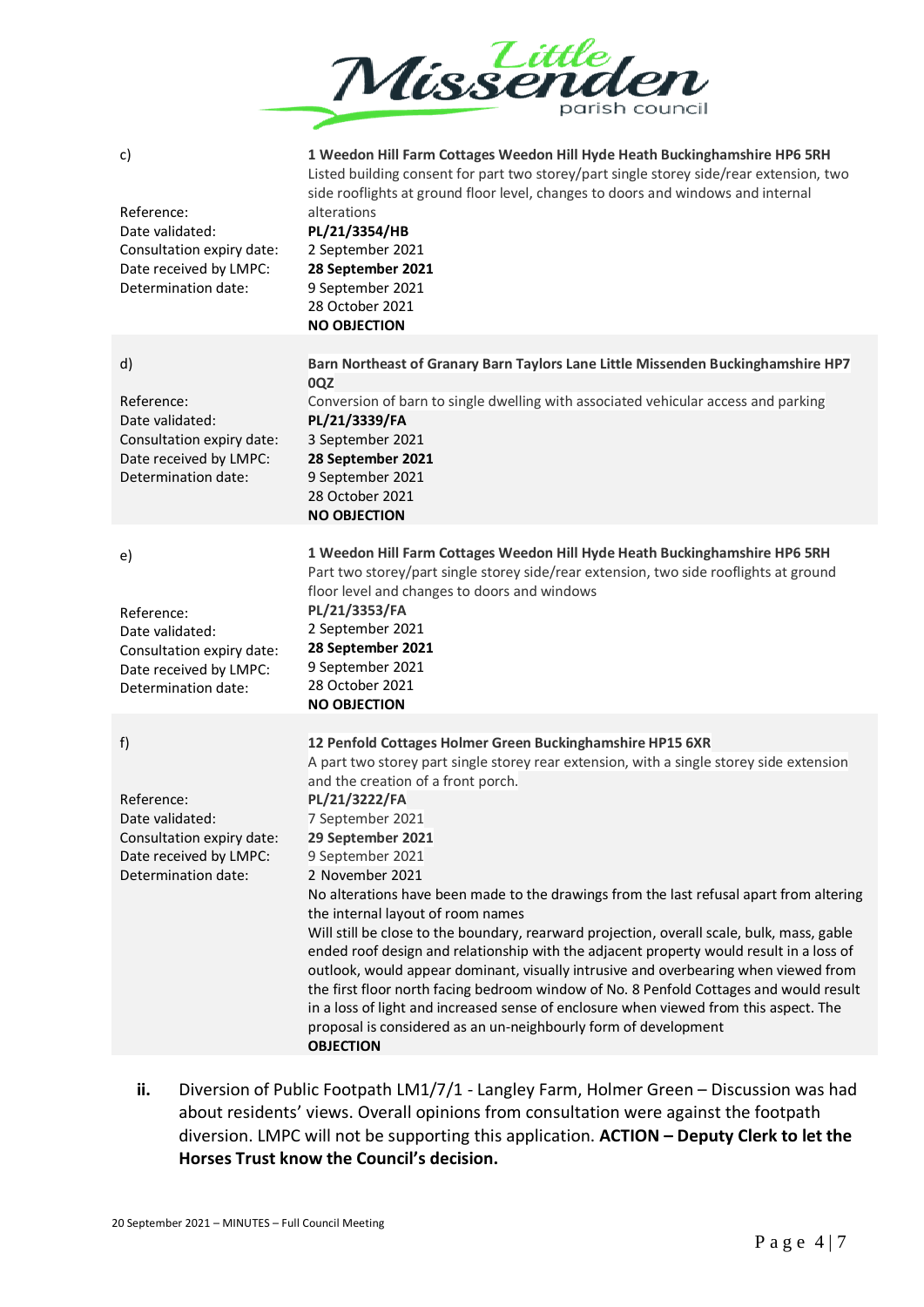| | |
|---|---|
| c)<br><br>Reference:<br>Date validated:<br>Consultation expiry date:<br>Date received by LMPC:<br>Determination date: | **1 Weedon Hill Farm Cottages Weedon Hill Hyde Heath Buckinghamshire HP6 5RH**<br>Listed building consent for part two storey/part single storey side/rear extension, two side rooflights at ground floor level, changes to doors and windows and internal alterations<br>**PL/21/3354/HB**<br>2 September 2021<br>**28 September 2021**<br>9 September 2021<br>28 October 2021<br>**NO OBJECTION** |
| d)<br><br>Reference:<br>Date validated:<br>Consultation expiry date:<br>Date received by LMPC:<br>Determination date: | **Barn Northeast of Granary Barn Taylors Lane Little Missenden Buckinghamshire HP7 0QZ**<br>Conversion of barn to single dwelling with associated vehicular access and parking<br>**PL/21/3339/FA**<br>3 September 2021<br>**28 September 2021**<br>9 September 2021<br>28 October 2021<br>**NO OBJECTION** |
| e)<br><br>Reference:<br>Date validated:<br>Consultation expiry date:<br>Date received by LMPC:<br>Determination date: | **1 Weedon Hill Farm Cottages Weedon Hill Hyde Heath Buckinghamshire HP6 5RH**<br>Part two storey/part single storey side/rear extension, two side rooflights at ground floor level and changes to doors and windows<br>**PL/21/3353/FA**<br>2 September 2021<br>**28 September 2021**<br>9 September 2021<br>28 October 2021<br>**NO OBJECTION** |
| f)<br><br>Reference:<br>Date validated:<br>Consultation expiry date:<br>Date received by LMPC:<br>Determination date: | **12 Penfold Cottages Holmer Green Buckinghamshire HP15 6XR**<br>A part two storey part single storey rear extension, with a single storey side extension and the creation of a front porch.<br>**PL/21/3222/FA**<br>7 September 2021<br>**29 September 2021**<br>9 September 2021<br>2 November 2021<br>No alterations have been made to the drawings from the last refusal apart from altering the internal layout of room names<br>Will still be close to the boundary, rearward projection, overall scale, bulk, mass, gable ended roof design and relationship with the adjacent property would result in a loss of outlook, would appear dominant, visually intrusive and overbearing when viewed from the first floor north facing bedroom window of No. 8 Penfold Cottages and would result in a loss of light and increased sense of enclosure when viewed from this aspect. The proposal is considered as an un-neighbourly form of development<br>**OBJECTION** |

**ii.** Diversion of Public Footpath LM1/7/1 - Langley Farm, Holmer Green – Discussion was had about residents' views. Overall opinions from consultation were against the footpath diversion. LMPC will not be supporting this application. **ACTION – Deputy Clerk to let the Horses Trust know the Council's decision.**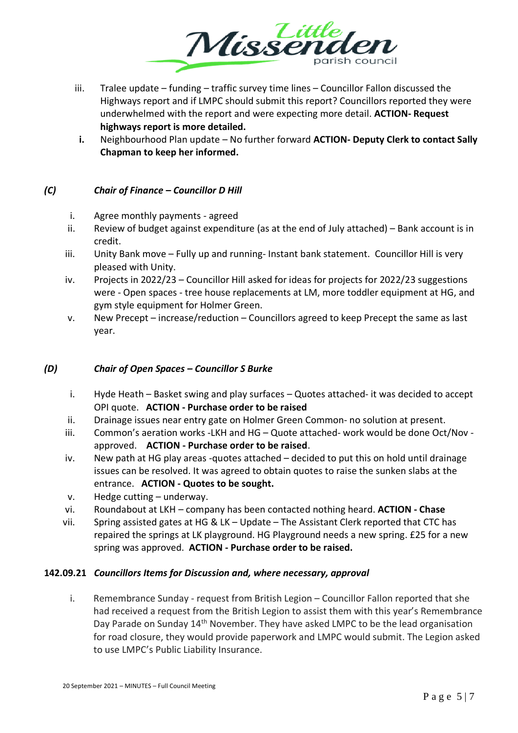iii. Tralee update – funding – traffic survey time lines – Councillor Fallon discussed the Highways report and if LMPC should submit this report? Councillors reported they were underwhelmed with the report and were expecting more detail. **ACTION- Request highways report is more detailed.**

**i.** Neighbourhood Plan update – No further forward **ACTION- Deputy Clerk to contact Sally Chapman to keep her informed.**

### *(C) Chair of Finance – Councillor D Hill*

i. Agree monthly payments - agreed
ii. Review of budget against expenditure (as at the end of July attached) – Bank account is in credit.
iii. Unity Bank move – Fully up and running- Instant bank statement. Councillor Hill is very pleased with Unity.
iv. Projects in 2022/23 – Councillor Hill asked for ideas for projects for 2022/23 suggestions were - Open spaces - tree house replacements at LM, more toddler equipment at HG, and gym style equipment for Holmer Green.
v. New Precept – increase/reduction – Councillors agreed to keep Precept the same as last year.

### *(D) Chair of Open Spaces – Councillor S Burke*

i. Hyde Heath – Basket swing and play surfaces – Quotes attached- it was decided to accept OPI quote. **ACTION - Purchase order to be raised**
ii. Drainage issues near entry gate on Holmer Green Common- no solution at present.
iii. Common's aeration works -LKH and HG – Quote attached- work would be done Oct/Nov - approved. **ACTION - Purchase order to be raised**.
iv. New path at HG play areas -quotes attached – decided to put this on hold until drainage issues can be resolved. It was agreed to obtain quotes to raise the sunken slabs at the entrance. **ACTION - Quotes to be sought.**
v. Hedge cutting – underway.
vi. Roundabout at LKH – company has been contacted nothing heard. **ACTION - Chase**
vii. Spring assisted gates at HG & LK – Update – The Assistant Clerk reported that CTC has repaired the springs at LK playground. HG Playground needs a new spring. £25 for a new spring was approved. **ACTION - Purchase order to be raised.**

### **142.09.21** *Councillors Items for Discussion and, where necessary, approval*

i. Remembrance Sunday - request from British Legion – Councillor Fallon reported that she had received a request from the British Legion to assist them with this year's Remembrance Day Parade on Sunday 14th November. They have asked LMPC to be the lead organisation for road closure, they would provide paperwork and LMPC would submit. The Legion asked to use LMPC's Public Liability Insurance.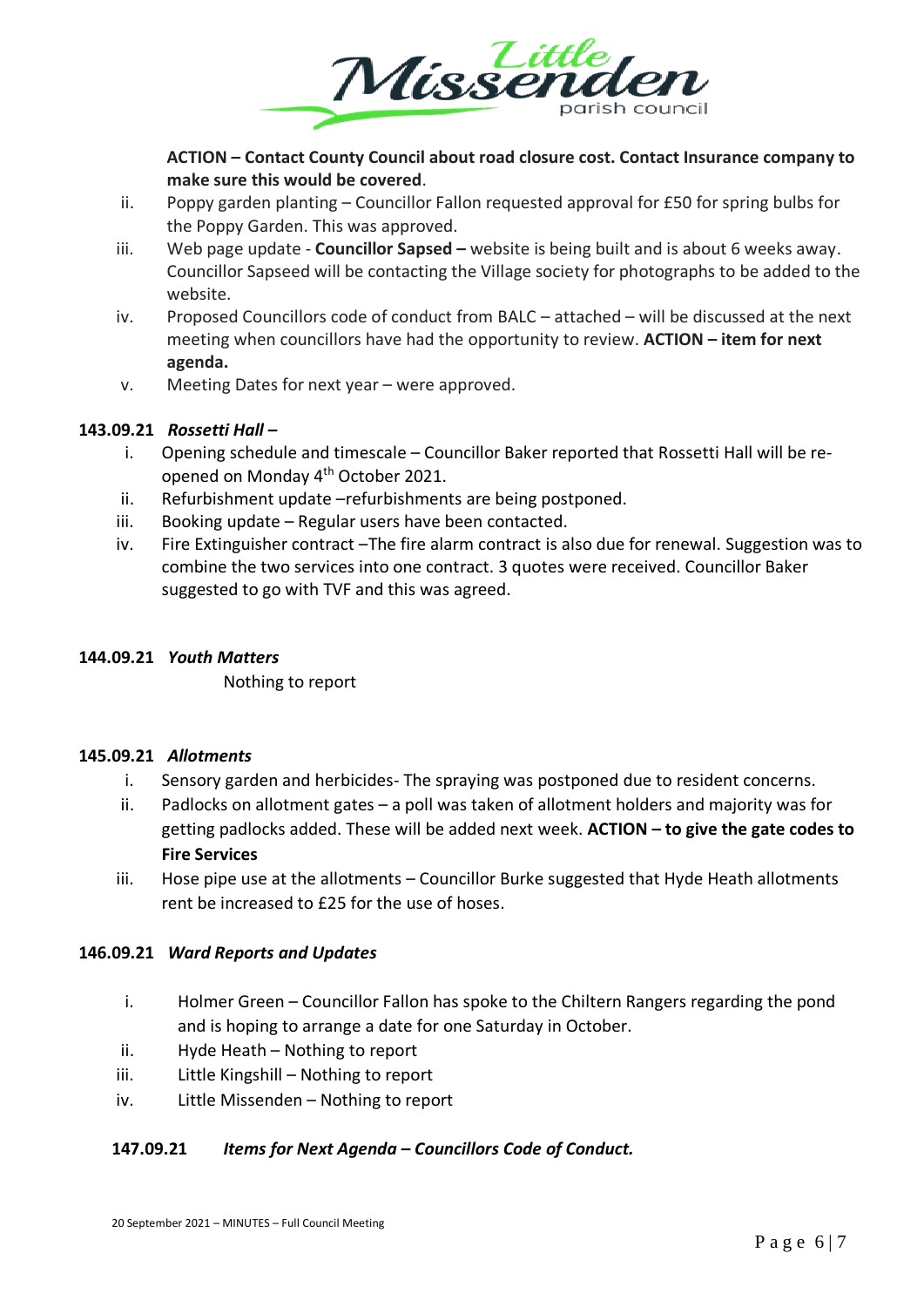**ACTION – Contact County Council about road closure cost. Contact Insurance company to make sure this would be covered**.

ii. Poppy garden planting – Councillor Fallon requested approval for £50 for spring bulbs for the Poppy Garden. This was approved.

iii. Web page update - **Councillor Sapsed –** website is being built and is about 6 weeks away. Councillor Sapseed will be contacting the Village society for photographs to be added to the website.

iv. Proposed Councillors code of conduct from BALC – attached – will be discussed at the next meeting when councillors have had the opportunity to review. **ACTION – item for next agenda.**

v. Meeting Dates for next year – were approved.

**143.09.21** ***Rossetti Hall –***

i. Opening schedule and timescale – Councillor Baker reported that Rossetti Hall will be re-opened on Monday 4th October 2021.

ii. Refurbishment update –refurbishments are being postponed.

iii. Booking update – Regular users have been contacted.

iv. Fire Extinguisher contract –The fire alarm contract is also due for renewal. Suggestion was to combine the two services into one contract. 3 quotes were received. Councillor Baker suggested to go with TVF and this was agreed.

**144.09.21** ***Youth Matters***

Nothing to report

**145.09.21** ***Allotments***

i. Sensory garden and herbicides- The spraying was postponed due to resident concerns.

ii. Padlocks on allotment gates – a poll was taken of allotment holders and majority was for getting padlocks added. These will be added next week. **ACTION – to give the gate codes to Fire Services**

iii. Hose pipe use at the allotments – Councillor Burke suggested that Hyde Heath allotments rent be increased to £25 for the use of hoses.

**146.09.21** ***Ward Reports and Updates***

i. Holmer Green – Councillor Fallon has spoke to the Chiltern Rangers regarding the pond and is hoping to arrange a date for one Saturday in October.

ii. Hyde Heath – Nothing to report

iii. Little Kingshill – Nothing to report

iv. Little Missenden – Nothing to report

**147.09.21** ***Items for Next Agenda – Councillors Code of Conduct.***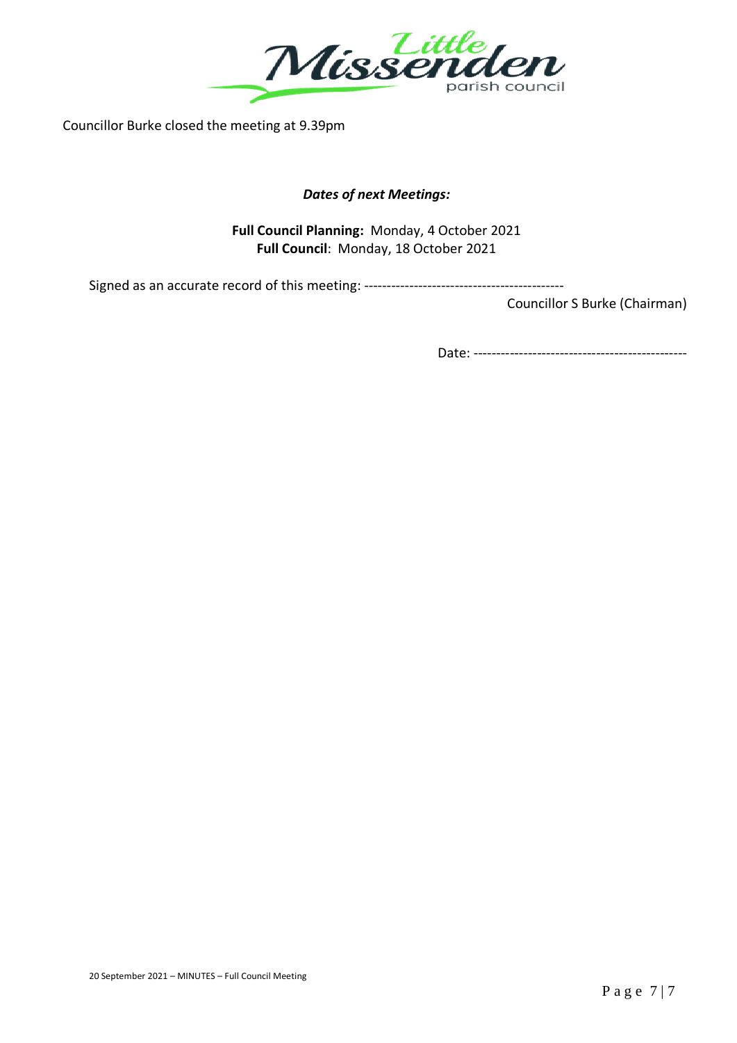Councillor Burke closed the meeting at 9.39pm

***Dates of next Meetings:***

**Full Council Planning:** Monday, 4 October 2021
**Full Council**: Monday, 18 October 2021

Signed as an accurate record of this meeting: --------------------------------------------

Councillor S Burke (Chairman)

Date: ----------------------------------------------